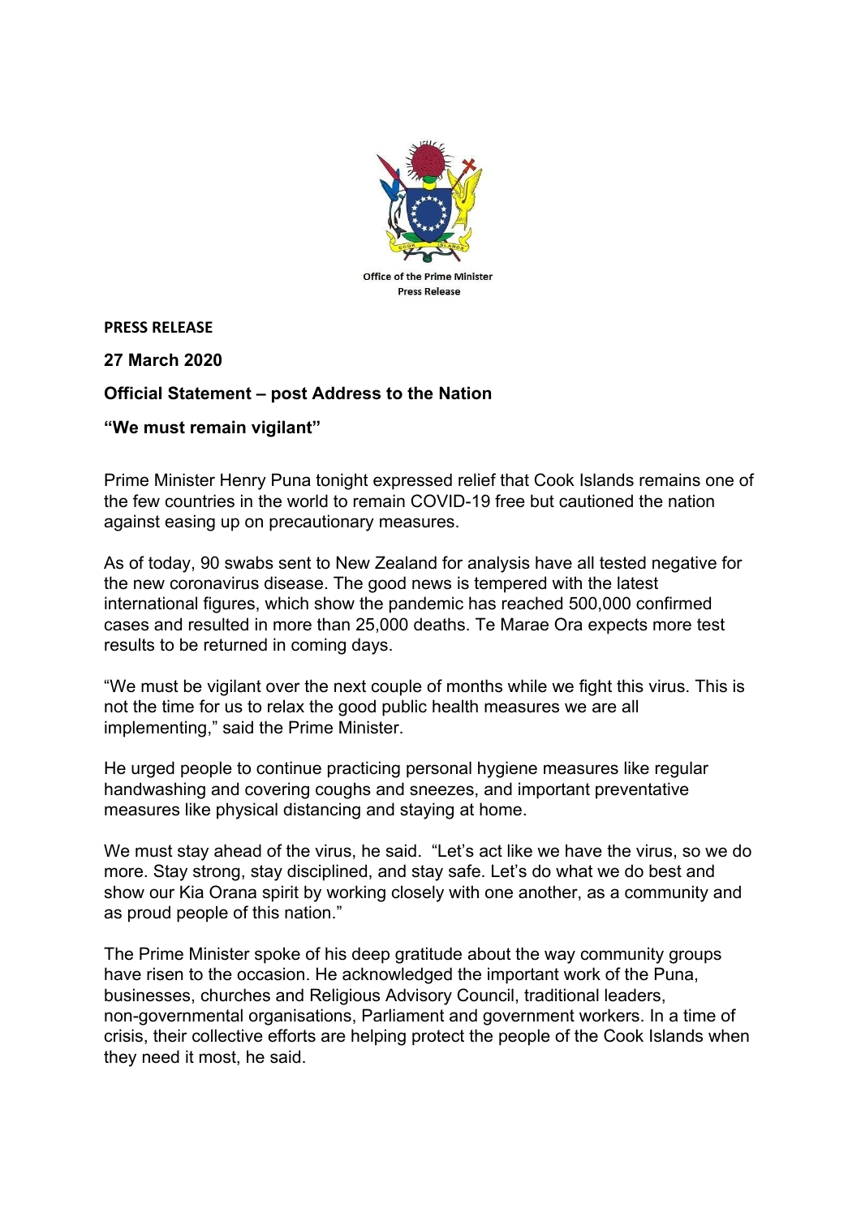Office of the Prime Minister
Press Release

**PRESS RELEASE**

**27 March 2020**

**Official Statement – post Address to the Nation**

**"We must remain vigilant"**

Prime Minister Henry Puna tonight expressed relief that Cook Islands remains one of the few countries in the world to remain COVID-19 free but cautioned the nation against easing up on precautionary measures.

As of today, 90 swabs sent to New Zealand for analysis have all tested negative for the new coronavirus disease. The good news is tempered with the latest international figures, which show the pandemic has reached 500,000 confirmed cases and resulted in more than 25,000 deaths. Te Marae Ora expects more test results to be returned in coming days.

"We must be vigilant over the next couple of months while we fight this virus. This is not the time for us to relax the good public health measures we are all implementing," said the Prime Minister.

He urged people to continue practicing personal hygiene measures like regular handwashing and covering coughs and sneezes, and important preventative measures like physical distancing and staying at home.

We must stay ahead of the virus, he said. "Let's act like we have the virus, so we do more. Stay strong, stay disciplined, and stay safe. Let's do what we do best and show our Kia Orana spirit by working closely with one another, as a community and as proud people of this nation."

The Prime Minister spoke of his deep gratitude about the way community groups have risen to the occasion. He acknowledged the important work of the Puna, businesses, churches and Religious Advisory Council, traditional leaders, non-governmental organisations, Parliament and government workers. In a time of crisis, their collective efforts are helping protect the people of the Cook Islands when they need it most, he said.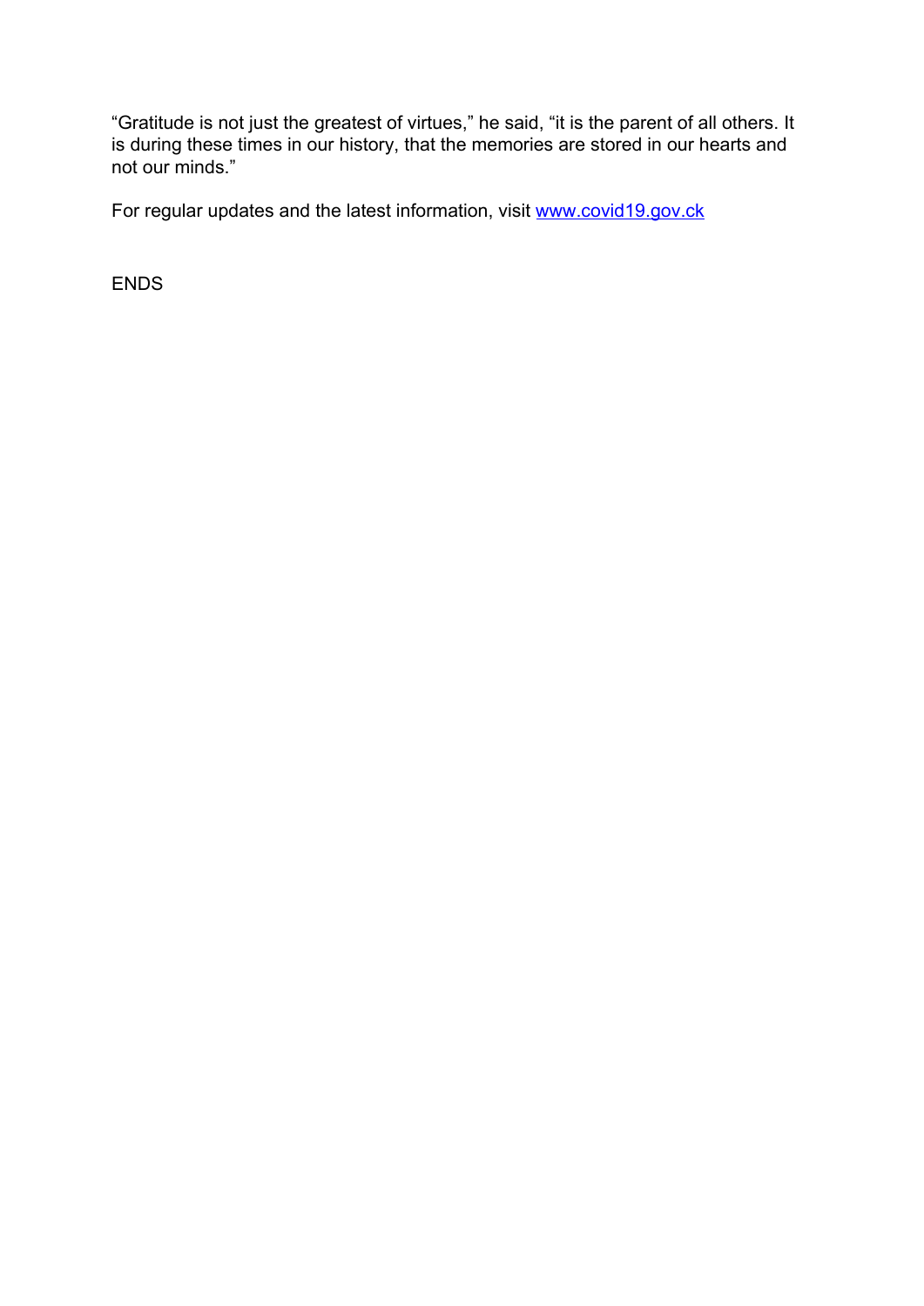"Gratitude is not just the greatest of virtues," he said, "it is the parent of all others. It is during these times in our history, that the memories are stored in our hearts and not our minds."

For regular updates and the latest information, visit [www.covid19.gov.ck](http://www.covid19.gov.ck)

ENDS